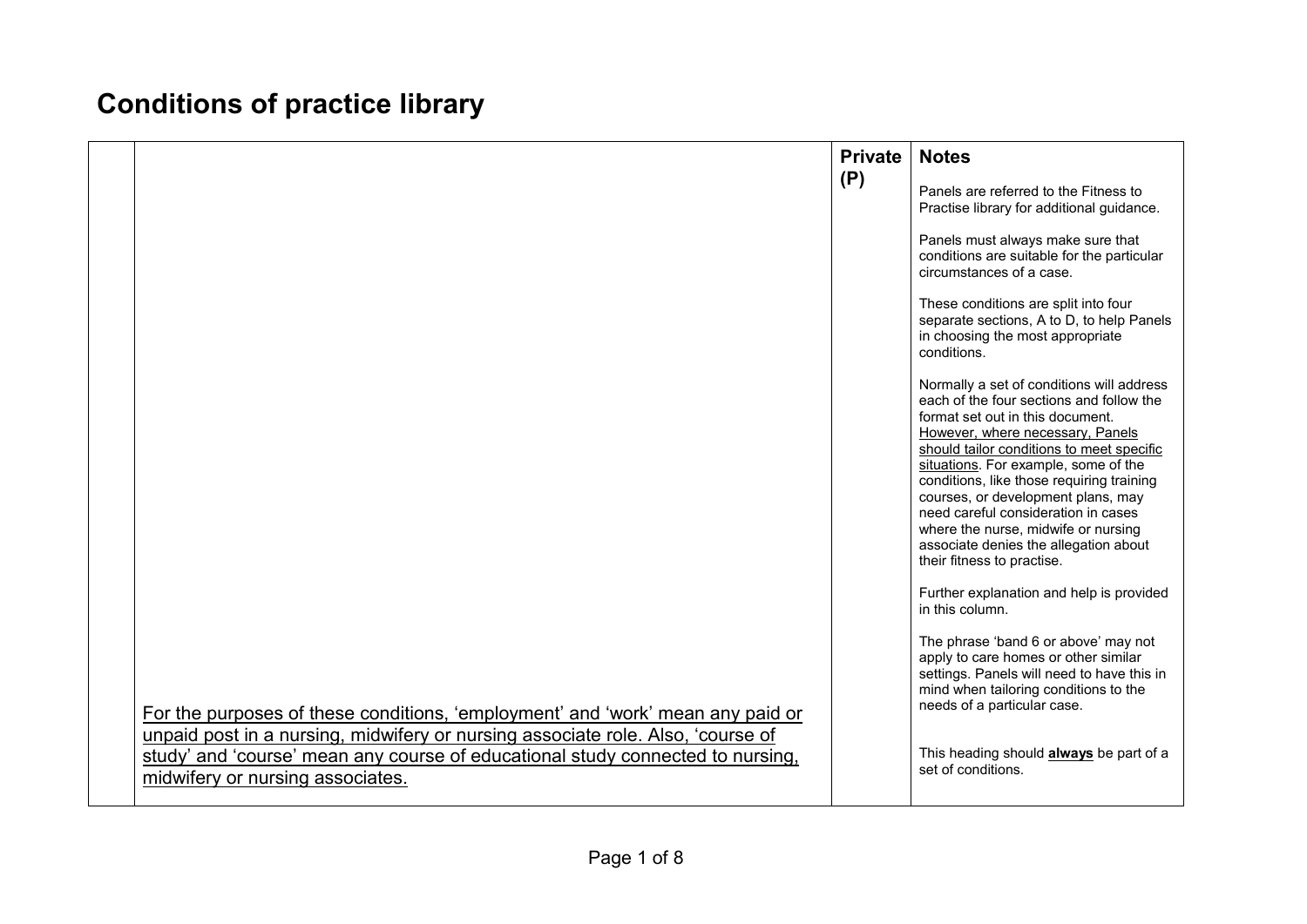# Conditions of practice library

| | | Private (P) | Notes |
|---|---|---|---|
| | For the purposes of these conditions, 'employment' and 'work' mean any paid or unpaid post in a nursing, midwifery or nursing associate role. Also, 'course of study' and 'course' mean any course of educational study connected to nursing, midwifery or nursing associates. | | Panels are referred to the Fitness to Practise library for additional guidance.<br><br>Panels must always make sure that conditions are suitable for the particular circumstances of a case.<br><br>These conditions are split into four separate sections, A to D, to help Panels in choosing the most appropriate conditions.<br><br>Normally a set of conditions will address each of the four sections and follow the format set out in this document. However, where necessary, Panels should tailor conditions to meet specific situations. For example, some of the conditions, like those requiring training courses, or development plans, may need careful consideration in cases where the nurse, midwife or nursing associate denies the allegation about their fitness to practise.<br><br>Further explanation and help is provided in this column.<br><br>The phrase 'band 6 or above' may not apply to care homes or other similar settings. Panels will need to have this in mind when tailoring conditions to the needs of a particular case.<br><br>This heading should **always** be part of a set of conditions. |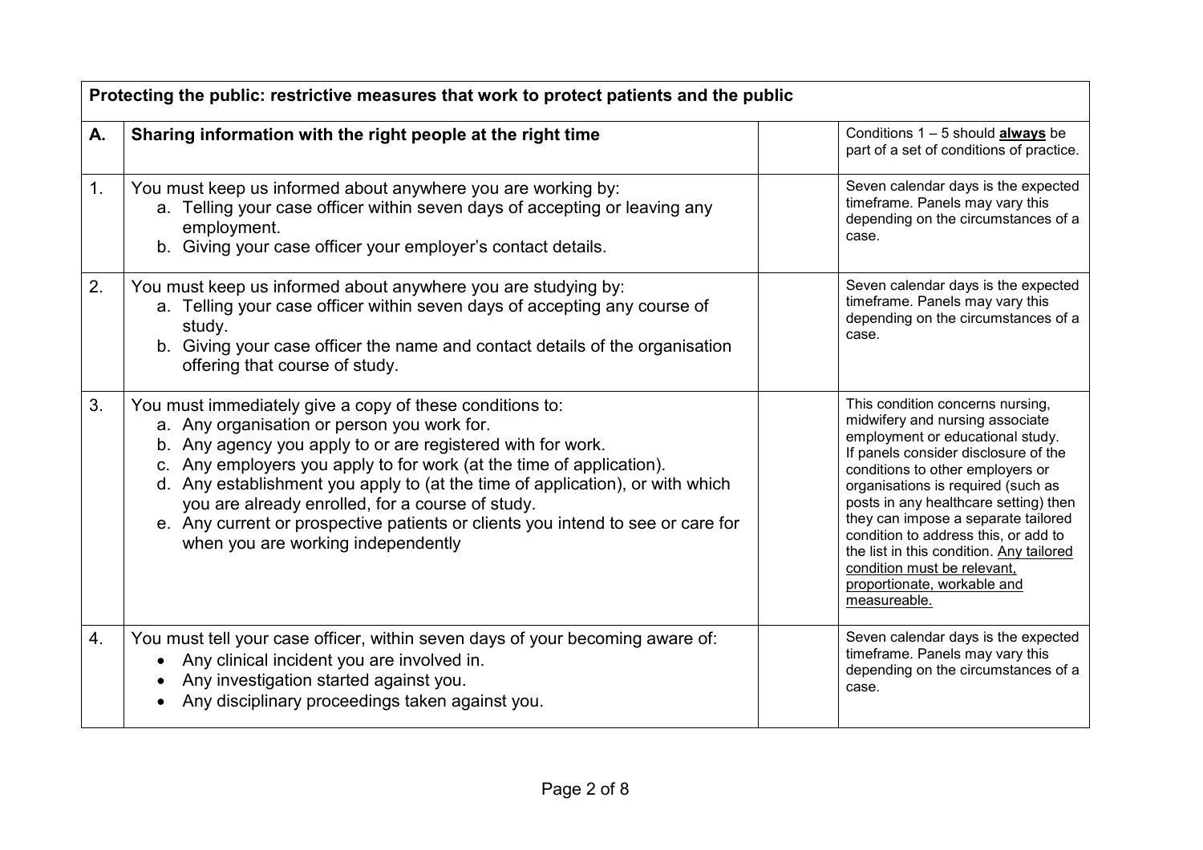| Protecting the public: restrictive measures that work to protect patients and the public | | | |
|---|---|---|---|
| **A.** | **Sharing information with the right people at the right time** | | Conditions 1 – 5 should <u>**always**</u> be part of a set of conditions of practice. |
| 1. | You must keep us informed about anywhere you are working by:<br>a. Telling your case officer within seven days of accepting or leaving any employment.<br>b. Giving your case officer your employer's contact details. | | Seven calendar days is the expected timeframe. Panels may vary this depending on the circumstances of a case. |
| 2. | You must keep us informed about anywhere you are studying by:<br>a. Telling your case officer within seven days of accepting any course of study.<br>b. Giving your case officer the name and contact details of the organisation offering that course of study. | | Seven calendar days is the expected timeframe. Panels may vary this depending on the circumstances of a case. |
| 3. | You must immediately give a copy of these conditions to:<br>a. Any organisation or person you work for.<br>b. Any agency you apply to or are registered with for work.<br>c. Any employers you apply to for work (at the time of application).<br>d. Any establishment you apply to (at the time of application), or with which you are already enrolled, for a course of study.<br>e. Any current or prospective patients or clients you intend to see or care for when you are working independently | | This condition concerns nursing, midwifery and nursing associate employment or educational study. If panels consider disclosure of the conditions to other employers or organisations is required (such as posts in any healthcare setting) then they can impose a separate tailored condition to address this, or add to the list in this condition. <u>Any tailored condition must be relevant, proportionate, workable and measureable.</u> |
| 4. | You must tell your case officer, within seven days of your becoming aware of:<br>• Any clinical incident you are involved in.<br>• Any investigation started against you.<br>• Any disciplinary proceedings taken against you. | | Seven calendar days is the expected timeframe. Panels may vary this depending on the circumstances of a case. |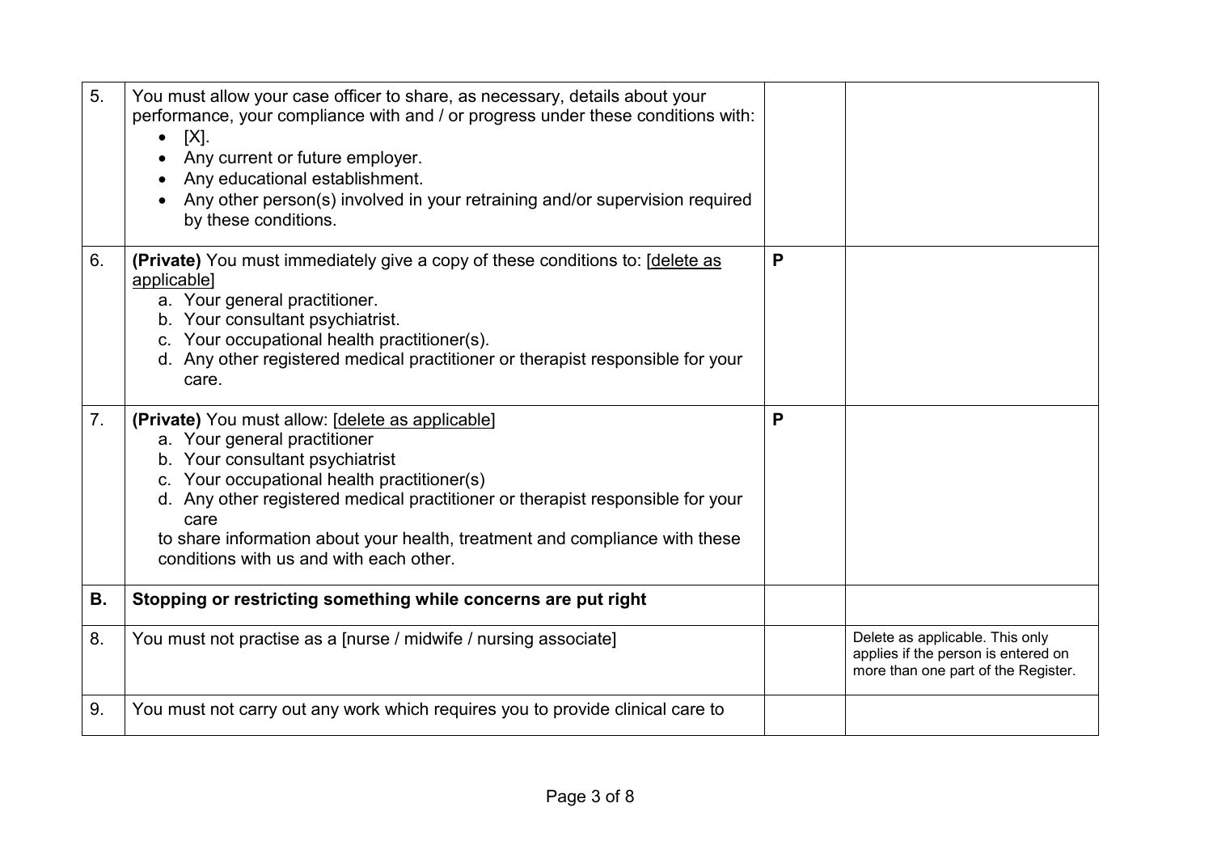| | | | |
|---|---|---|---|
| 5. | You must allow your case officer to share, as necessary, details about your performance, your compliance with and / or progress under these conditions with:<br>• [X].<br>• Any current or future employer.<br>• Any educational establishment.<br>• Any other person(s) involved in your retraining and/or supervision required by these conditions. | | |
| 6. | **(Private)** You must immediately give a copy of these conditions to: [delete as applicable]<br>a. Your general practitioner.<br>b. Your consultant psychiatrist.<br>c. Your occupational health practitioner(s).<br>d. Any other registered medical practitioner or therapist responsible for your care. | **P** | |
| 7. | **(Private)** You must allow: [delete as applicable]<br>a. Your general practitioner<br>b. Your consultant psychiatrist<br>c. Your occupational health practitioner(s)<br>d. Any other registered medical practitioner or therapist responsible for your care<br>to share information about your health, treatment and compliance with these conditions with us and with each other. | **P** | |
| **B.** | **Stopping or restricting something while concerns are put right** | | |
| 8. | You must not practise as a [nurse / midwife / nursing associate] | | Delete as applicable. This only applies if the person is entered on more than one part of the Register. |
| 9. | You must not carry out any work which requires you to provide clinical care to | | |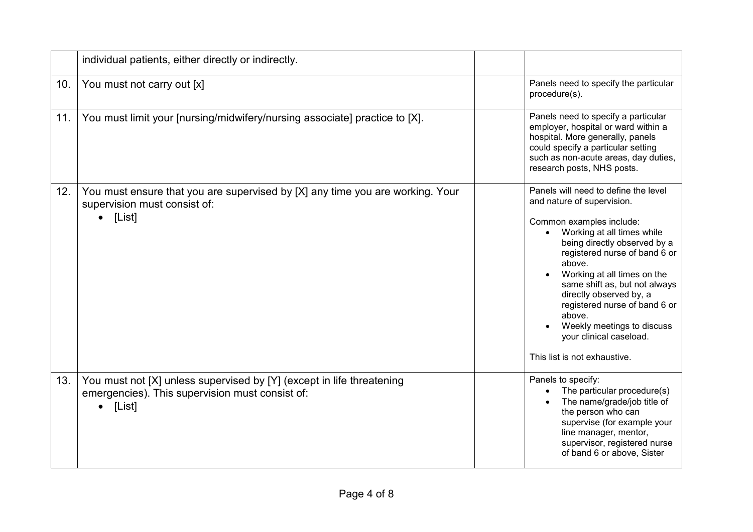| | | | |
|---|---|---|---|
| | individual patients, either directly or indirectly. | | |
| 10. | You must not carry out [x] | | Panels need to specify the particular procedure(s). |
| 11. | You must limit your [nursing/midwifery/nursing associate] practice to [X]. | | Panels need to specify a particular employer, hospital or ward within a hospital. More generally, panels could specify a particular setting such as non-acute areas, day duties, research posts, NHS posts. |
| 12. | You must ensure that you are supervised by [X] any time you are working. Your supervision must consist of:<br>• [List] | | Panels will need to define the level and nature of supervision.<br><br>Common examples include:<br>• Working at all times while being directly observed by a registered nurse of band 6 or above.<br>• Working at all times on the same shift as, but not always directly observed by, a registered nurse of band 6 or above.<br>• Weekly meetings to discuss your clinical caseload.<br><br>This list is not exhaustive. |
| 13. | You must not [X] unless supervised by [Y] (except in life threatening emergencies). This supervision must consist of:<br>• [List] | | Panels to specify:<br>• The particular procedure(s)<br>• The name/grade/job title of the person who can supervise (for example your line manager, mentor, supervisor, registered nurse of band 6 or above, Sister |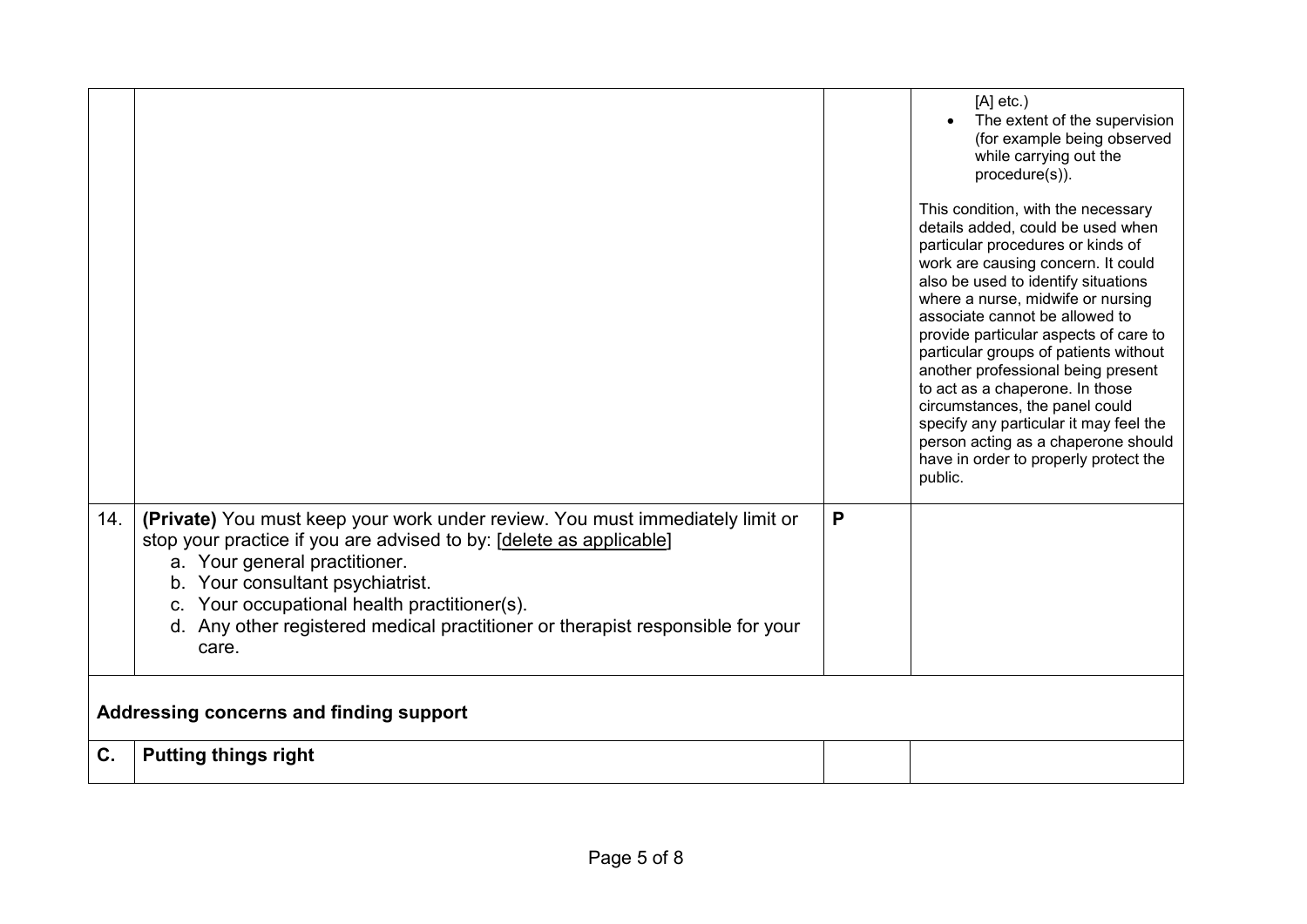| | | | |
|---|---|---|---|
| | | | [A] etc.)<br>• The extent of the supervision (for example being observed while carrying out the procedure(s)).<br><br>This condition, with the necessary details added, could be used when particular procedures or kinds of work are causing concern. It could also be used to identify situations where a nurse, midwife or nursing associate cannot be allowed to provide particular aspects of care to particular groups of patients without another professional being present to act as a chaperone. In those circumstances, the panel could specify any particular it may feel the person acting as a chaperone should have in order to properly protect the public. |
| 14. | **(Private)** You must keep your work under review. You must immediately limit or stop your practice if you are advised to by: [delete as applicable]<br>a. Your general practitioner.<br>b. Your consultant psychiatrist.<br>c. Your occupational health practitioner(s).<br>d. Any other registered medical practitioner or therapist responsible for your care. | **P** | |
| **Addressing concerns and finding support** | | | |
| **C.** | **Putting things right** | | |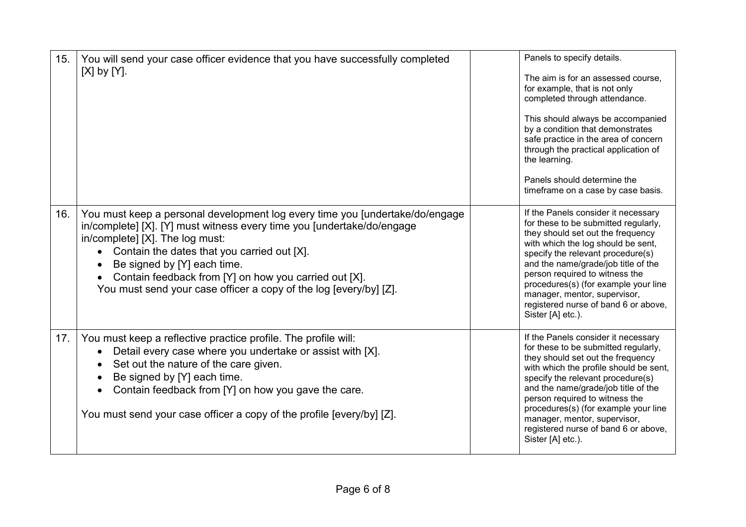| | | | |
|---|---|---|---|
| 15. | You will send your case officer evidence that you have successfully completed [X] by [Y]. | | Panels to specify details.<br><br>The aim is for an assessed course, for example, that is not only completed through attendance.<br><br>This should always be accompanied by a condition that demonstrates safe practice in the area of concern through the practical application of the learning.<br><br>Panels should determine the timeframe on a case by case basis. |
| 16. | You must keep a personal development log every time you [undertake/do/engage in/complete] [X]. [Y] must witness every time you [undertake/do/engage in/complete] [X]. The log must:<br>• Contain the dates that you carried out [X].<br>• Be signed by [Y] each time.<br>• Contain feedback from [Y] on how you carried out [X].<br>You must send your case officer a copy of the log [every/by] [Z]. | | If the Panels consider it necessary for these to be submitted regularly, they should set out the frequency with which the log should be sent, specify the relevant procedure(s) and the name/grade/job title of the person required to witness the procedures(s) (for example your line manager, mentor, supervisor, registered nurse of band 6 or above, Sister [A] etc.). |
| 17. | You must keep a reflective practice profile. The profile will:<br>• Detail every case where you undertake or assist with [X].<br>• Set out the nature of the care given.<br>• Be signed by [Y] each time.<br>• Contain feedback from [Y] on how you gave the care.<br><br>You must send your case officer a copy of the profile [every/by] [Z]. | | If the Panels consider it necessary for these to be submitted regularly, they should set out the frequency with which the profile should be sent, specify the relevant procedure(s) and the name/grade/job title of the person required to witness the procedures(s) (for example your line manager, mentor, supervisor, registered nurse of band 6 or above, Sister [A] etc.). |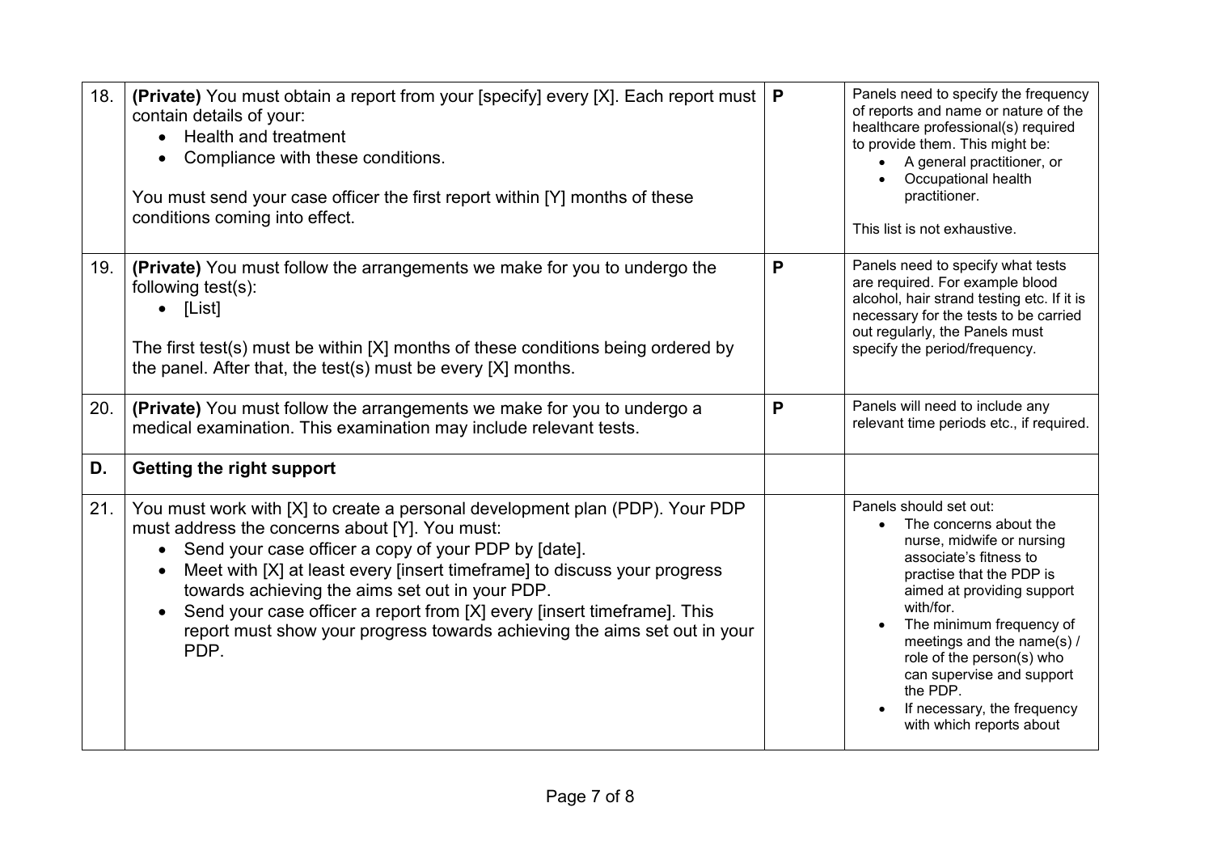| | | | |
|---|---|---|---|
| 18. | **(Private)** You must obtain a report from your [specify] every [X]. Each report must contain details of your:<br>• Health and treatment<br>• Compliance with these conditions.<br><br>You must send your case officer the first report within [Y] months of these conditions coming into effect. | **P** | Panels need to specify the frequency of reports and name or nature of the healthcare professional(s) required to provide them. This might be:<br>• A general practitioner, or<br>• Occupational health practitioner.<br><br>This list is not exhaustive. |
| 19. | **(Private)** You must follow the arrangements we make for you to undergo the following test(s):<br>• [List]<br><br>The first test(s) must be within [X] months of these conditions being ordered by the panel. After that, the test(s) must be every [X] months. | **P** | Panels need to specify what tests are required. For example blood alcohol, hair strand testing etc. If it is necessary for the tests to be carried out regularly, the Panels must specify the period/frequency. |
| 20. | **(Private)** You must follow the arrangements we make for you to undergo a medical examination. This examination may include relevant tests. | **P** | Panels will need to include any relevant time periods etc., if required. |
| **D.** | **Getting the right support** | | |
| 21. | You must work with [X] to create a personal development plan (PDP). Your PDP must address the concerns about [Y]. You must:<br>• Send your case officer a copy of your PDP by [date].<br>• Meet with [X] at least every [insert timeframe] to discuss your progress towards achieving the aims set out in your PDP.<br>• Send your case officer a report from [X] every [insert timeframe]. This report must show your progress towards achieving the aims set out in your PDP. | | Panels should set out:<br>• The concerns about the nurse, midwife or nursing associate's fitness to practise that the PDP is aimed at providing support with/for.<br>• The minimum frequency of meetings and the name(s) / role of the person(s) who can supervise and support the PDP.<br>• If necessary, the frequency with which reports about |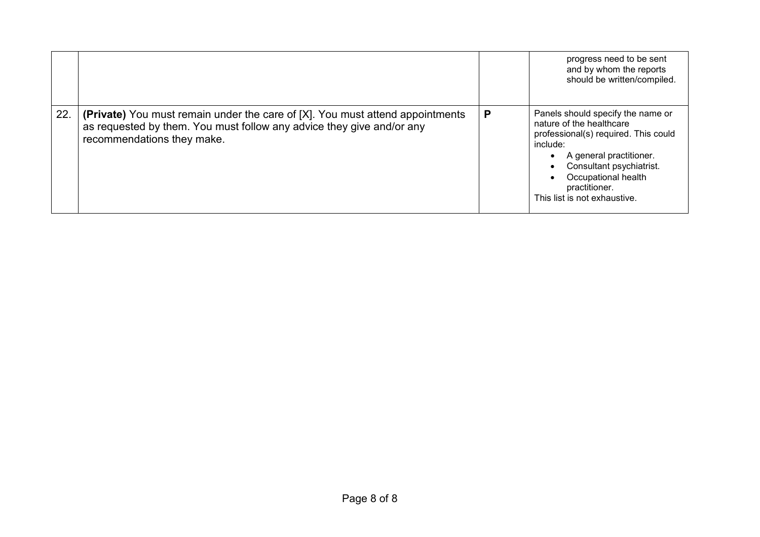| | | | |
|---|---|---|---|
| | | | progress need to be sent and by whom the reports should be written/compiled. |
| 22. | **(Private)** You must remain under the care of [X]. You must attend appointments as requested by them. You must follow any advice they give and/or any recommendations they make. | **P** | Panels should specify the name or nature of the healthcare professional(s) required. This could include:<br>• A general practitioner.<br>• Consultant psychiatrist.<br>• Occupational health practitioner.<br>This list is not exhaustive. |